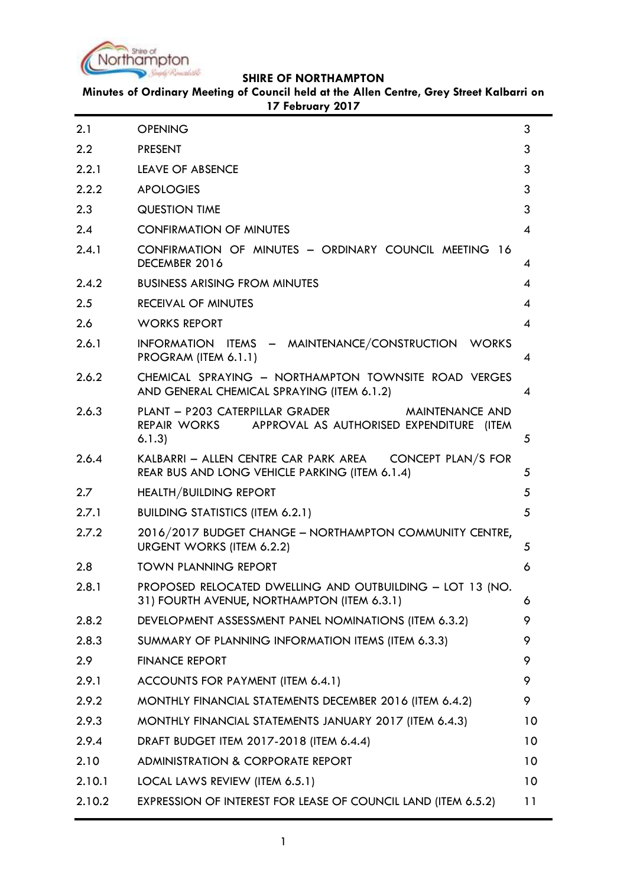**SHIRE OF NORTHAMPTON**

**Minutes of Ordinary Meeting of Council held at the Allen Centre, Grey Street Kalbarri on 17 February 2017**

| | | |
|---|---|---|
| 2.1 | OPENING | 3 |
| 2.2 | PRESENT | 3 |
| 2.2.1 | LEAVE OF ABSENCE | 3 |
| 2.2.2 | APOLOGIES | 3 |
| 2.3 | QUESTION TIME | 3 |
| 2.4 | CONFIRMATION OF MINUTES | 4 |
| 2.4.1 | CONFIRMATION OF MINUTES – ORDINARY COUNCIL MEETING 16 DECEMBER 2016 | 4 |
| 2.4.2 | BUSINESS ARISING FROM MINUTES | 4 |
| 2.5 | RECEIVAL OF MINUTES | 4 |
| 2.6 | WORKS REPORT | 4 |
| 2.6.1 | INFORMATION ITEMS – MAINTENANCE/CONSTRUCTION WORKS PROGRAM (ITEM 6.1.1) | 4 |
| 2.6.2 | CHEMICAL SPRAYING – NORTHAMPTON TOWNSITE ROAD VERGES AND GENERAL CHEMICAL SPRAYING (ITEM 6.1.2) | 4 |
| 2.6.3 | PLANT – P203 CATERPILLAR GRADER MAINTENANCE AND REPAIR WORKS APPROVAL AS AUTHORISED EXPENDITURE (ITEM 6.1.3) | 5 |
| 2.6.4 | KALBARRI – ALLEN CENTRE CAR PARK AREA CONCEPT PLAN/S FOR REAR BUS AND LONG VEHICLE PARKING (ITEM 6.1.4) | 5 |
| 2.7 | HEALTH/BUILDING REPORT | 5 |
| 2.7.1 | BUILDING STATISTICS (ITEM 6.2.1) | 5 |
| 2.7.2 | 2016/2017 BUDGET CHANGE – NORTHAMPTON COMMUNITY CENTRE, URGENT WORKS (ITEM 6.2.2) | 5 |
| 2.8 | TOWN PLANNING REPORT | 6 |
| 2.8.1 | PROPOSED RELOCATED DWELLING AND OUTBUILDING – LOT 13 (NO. 31) FOURTH AVENUE, NORTHAMPTON (ITEM 6.3.1) | 6 |
| 2.8.2 | DEVELOPMENT ASSESSMENT PANEL NOMINATIONS (ITEM 6.3.2) | 9 |
| 2.8.3 | SUMMARY OF PLANNING INFORMATION ITEMS (ITEM 6.3.3) | 9 |
| 2.9 | FINANCE REPORT | 9 |
| 2.9.1 | ACCOUNTS FOR PAYMENT (ITEM 6.4.1) | 9 |
| 2.9.2 | MONTHLY FINANCIAL STATEMENTS DECEMBER 2016 (ITEM 6.4.2) | 9 |
| 2.9.3 | MONTHLY FINANCIAL STATEMENTS JANUARY 2017 (ITEM 6.4.3) | 10 |
| 2.9.4 | DRAFT BUDGET ITEM 2017-2018 (ITEM 6.4.4) | 10 |
| 2.10 | ADMINISTRATION & CORPORATE REPORT | 10 |
| 2.10.1 | LOCAL LAWS REVIEW (ITEM 6.5.1) | 10 |
| 2.10.2 | EXPRESSION OF INTEREST FOR LEASE OF COUNCIL LAND (ITEM 6.5.2) | 11 |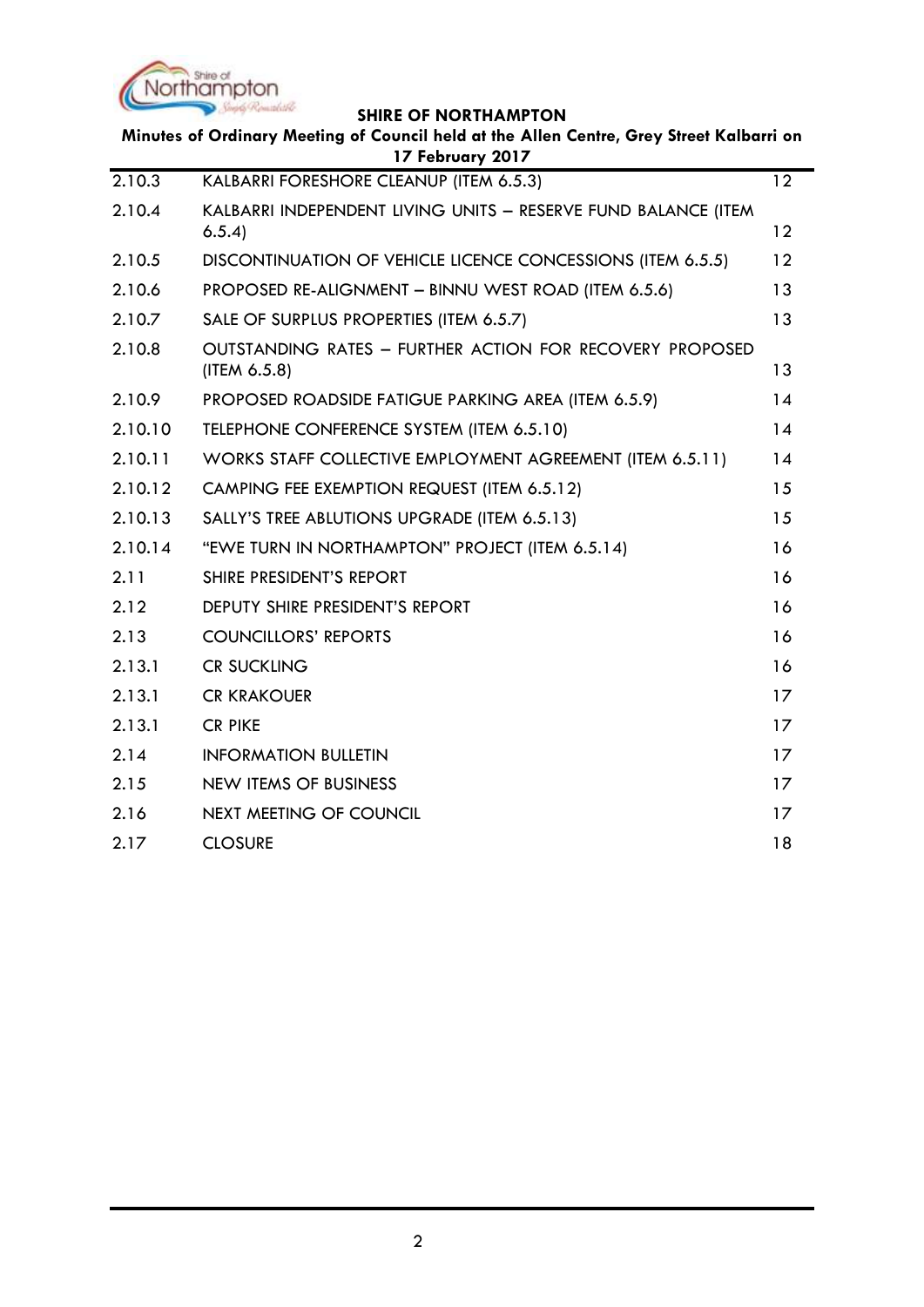| | | |
|---|---|---|
| 2.10.3 | KALBARRI FORESHORE CLEANUP (ITEM 6.5.3) | 12 |
| 2.10.4 | KALBARRI INDEPENDENT LIVING UNITS – RESERVE FUND BALANCE (ITEM 6.5.4) | 12 |
| 2.10.5 | DISCONTINUATION OF VEHICLE LICENCE CONCESSIONS (ITEM 6.5.5) | 12 |
| 2.10.6 | PROPOSED RE-ALIGNMENT – BINNU WEST ROAD (ITEM 6.5.6) | 13 |
| 2.10.7 | SALE OF SURPLUS PROPERTIES (ITEM 6.5.7) | 13 |
| 2.10.8 | OUTSTANDING RATES – FURTHER ACTION FOR RECOVERY PROPOSED (ITEM 6.5.8) | 13 |
| 2.10.9 | PROPOSED ROADSIDE FATIGUE PARKING AREA (ITEM 6.5.9) | 14 |
| 2.10.10 | TELEPHONE CONFERENCE SYSTEM (ITEM 6.5.10) | 14 |
| 2.10.11 | WORKS STAFF COLLECTIVE EMPLOYMENT AGREEMENT (ITEM 6.5.11) | 14 |
| 2.10.12 | CAMPING FEE EXEMPTION REQUEST (ITEM 6.5.12) | 15 |
| 2.10.13 | SALLY'S TREE ABLUTIONS UPGRADE (ITEM 6.5.13) | 15 |
| 2.10.14 | "EWE TURN IN NORTHAMPTON" PROJECT (ITEM 6.5.14) | 16 |
| 2.11 | SHIRE PRESIDENT'S REPORT | 16 |
| 2.12 | DEPUTY SHIRE PRESIDENT'S REPORT | 16 |
| 2.13 | COUNCILLORS' REPORTS | 16 |
| 2.13.1 | CR SUCKLING | 16 |
| 2.13.1 | CR KRAKOUER | 17 |
| 2.13.1 | CR PIKE | 17 |
| 2.14 | INFORMATION BULLETIN | 17 |
| 2.15 | NEW ITEMS OF BUSINESS | 17 |
| 2.16 | NEXT MEETING OF COUNCIL | 17 |
| 2.17 | CLOSURE | 18 |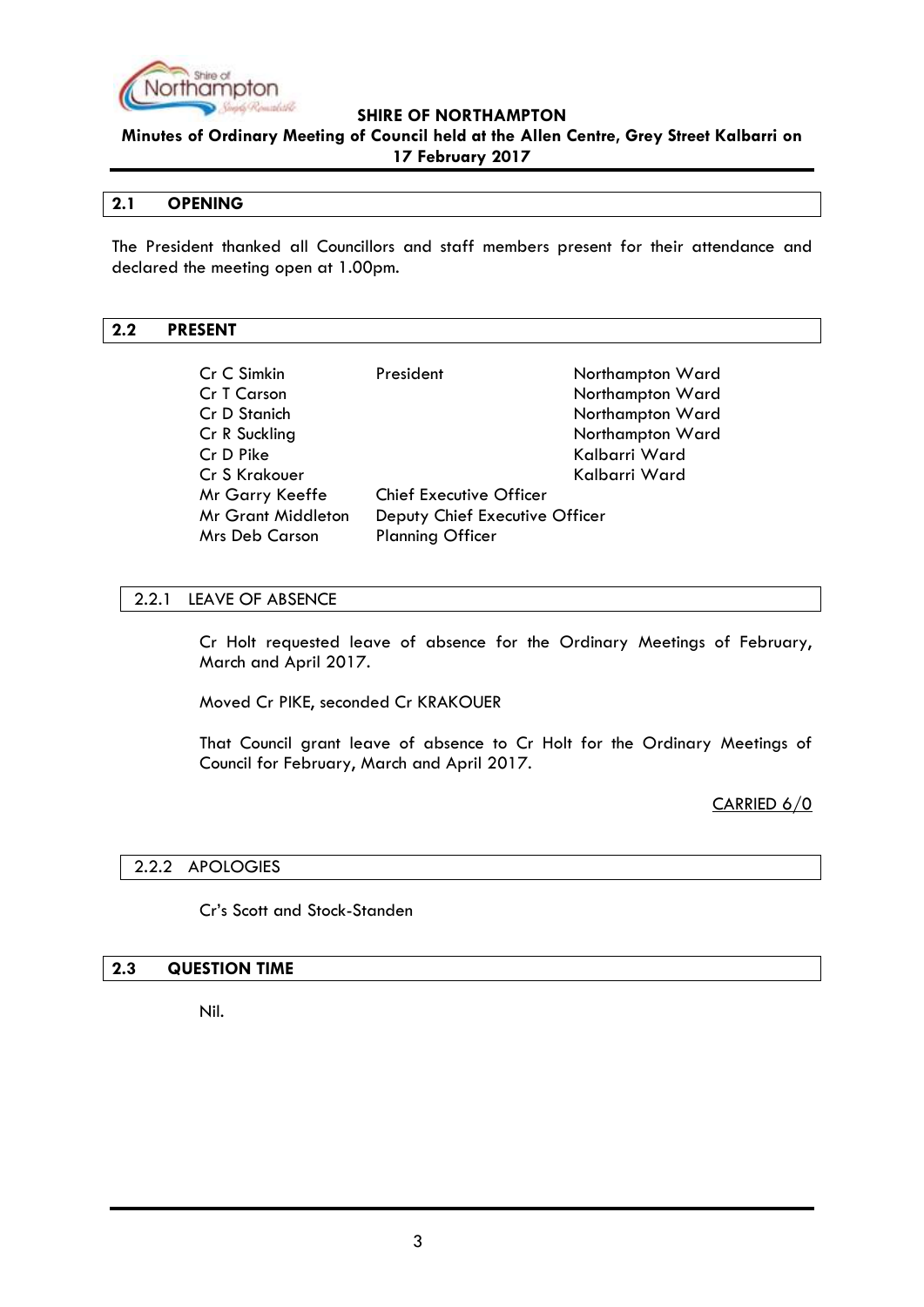**SHIRE OF NORTHAMPTON**

**Minutes of Ordinary Meeting of Council held at the Allen Centre, Grey Street Kalbarri on 17 February 2017**

## 2.1 OPENING

The President thanked all Councillors and staff members present for their attendance and declared the meeting open at 1.00pm.

## 2.2 PRESENT

| | | |
|---|---|---|
| Cr C Simkin | President | Northampton Ward |
| Cr T Carson | | Northampton Ward |
| Cr D Stanich | | Northampton Ward |
| Cr R Suckling | | Northampton Ward |
| Cr D Pike | | Kalbarri Ward |
| Cr S Krakouer | | Kalbarri Ward |
| Mr Garry Keeffe | Chief Executive Officer | |
| Mr Grant Middleton | Deputy Chief Executive Officer | |
| Mrs Deb Carson | Planning Officer | |

### 2.2.1 LEAVE OF ABSENCE

Cr Holt requested leave of absence for the Ordinary Meetings of February, March and April 2017.

Moved Cr PIKE, seconded Cr KRAKOUER

That Council grant leave of absence to Cr Holt for the Ordinary Meetings of Council for February, March and April 2017.

CARRIED 6/0

### 2.2.2 APOLOGIES

Cr's Scott and Stock-Standen

## 2.3 QUESTION TIME

Nil.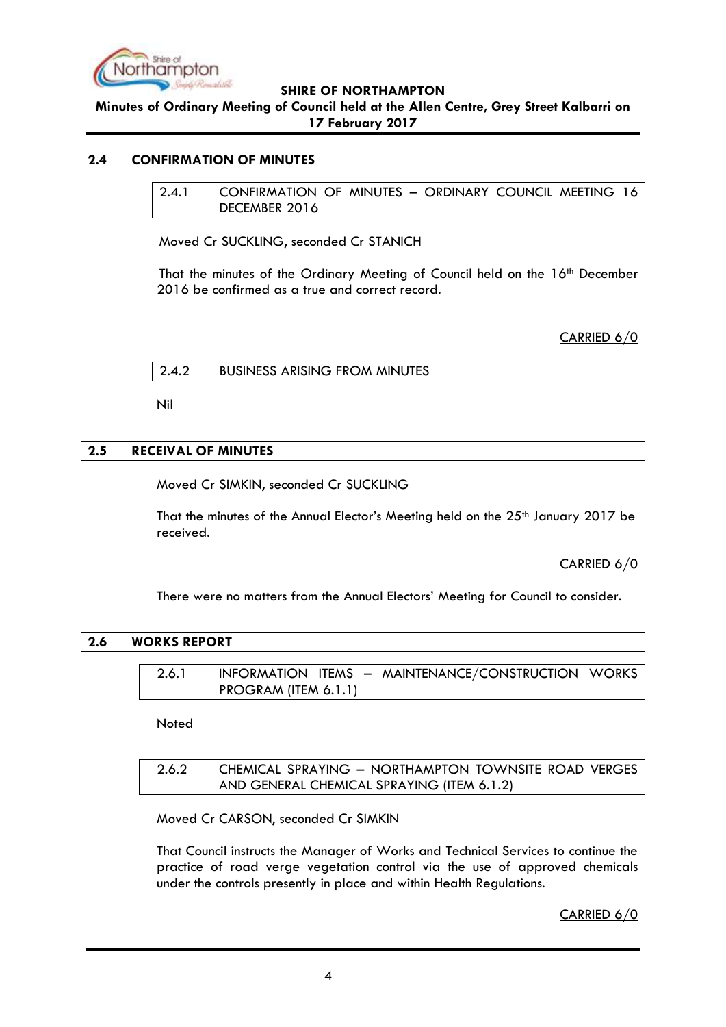## 2.4 CONFIRMATION OF MINUTES

### 2.4.1 CONFIRMATION OF MINUTES – ORDINARY COUNCIL MEETING 16 DECEMBER 2016

Moved Cr SUCKLING, seconded Cr STANICH

That the minutes of the Ordinary Meeting of Council held on the 16th December 2016 be confirmed as a true and correct record.

CARRIED 6/0

### 2.4.2 BUSINESS ARISING FROM MINUTES

Nil

## 2.5 RECEIVAL OF MINUTES

Moved Cr SIMKIN, seconded Cr SUCKLING

That the minutes of the Annual Elector's Meeting held on the 25th January 2017 be received.

CARRIED 6/0

There were no matters from the Annual Electors' Meeting for Council to consider.

## 2.6 WORKS REPORT

### 2.6.1 INFORMATION ITEMS – MAINTENANCE/CONSTRUCTION WORKS PROGRAM (ITEM 6.1.1)

Noted

### 2.6.2 CHEMICAL SPRAYING – NORTHAMPTON TOWNSITE ROAD VERGES AND GENERAL CHEMICAL SPRAYING (ITEM 6.1.2)

Moved Cr CARSON, seconded Cr SIMKIN

That Council instructs the Manager of Works and Technical Services to continue the practice of road verge vegetation control via the use of approved chemicals under the controls presently in place and within Health Regulations.

CARRIED 6/0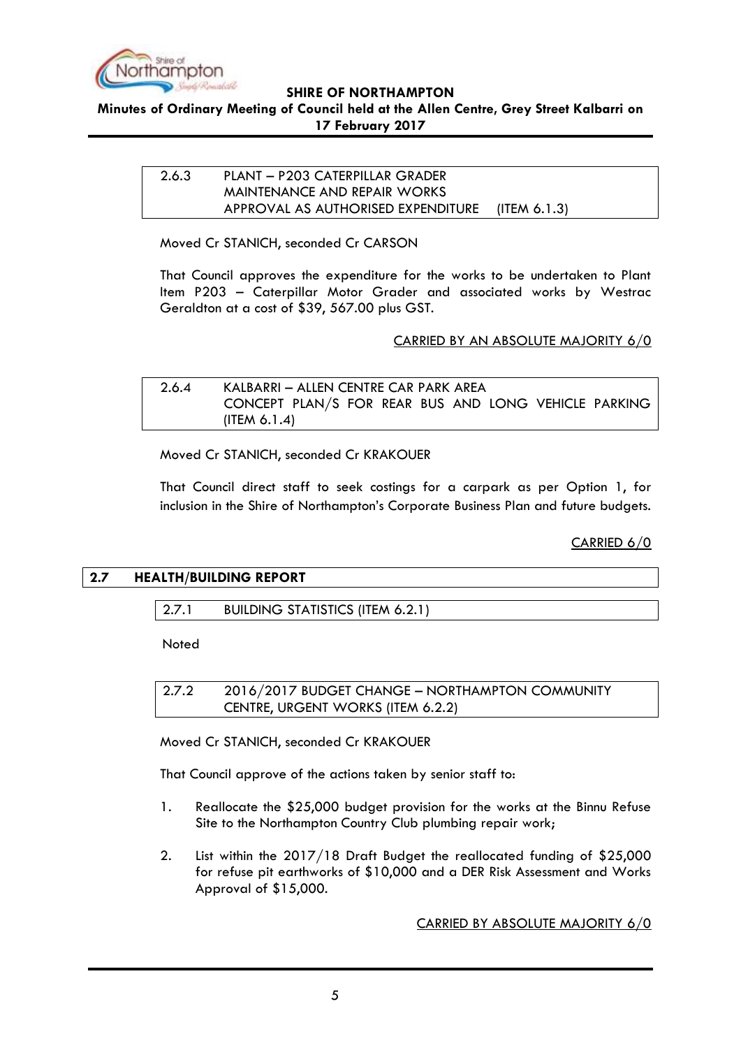#### 2.6.3 PLANT – P203 CATERPILLAR GRADER MAINTENANCE AND REPAIR WORKS APPROVAL AS AUTHORISED EXPENDITURE (ITEM 6.1.3)

Moved Cr STANICH, seconded Cr CARSON

That Council approves the expenditure for the works to be undertaken to Plant Item P203 – Caterpillar Motor Grader and associated works by Westrac Geraldton at a cost of $39, 567.00 plus GST.

CARRIED BY AN ABSOLUTE MAJORITY 6/0

#### 2.6.4 KALBARRI – ALLEN CENTRE CAR PARK AREA CONCEPT PLAN/S FOR REAR BUS AND LONG VEHICLE PARKING (ITEM 6.1.4)

Moved Cr STANICH, seconded Cr KRAKOUER

That Council direct staff to seek costings for a carpark as per Option 1, for inclusion in the Shire of Northampton's Corporate Business Plan and future budgets.

CARRIED 6/0

## 2.7 HEALTH/BUILDING REPORT

#### 2.7.1 BUILDING STATISTICS (ITEM 6.2.1)

Noted

#### 2.7.2 2016/2017 BUDGET CHANGE – NORTHAMPTON COMMUNITY CENTRE, URGENT WORKS (ITEM 6.2.2)

Moved Cr STANICH, seconded Cr KRAKOUER

That Council approve of the actions taken by senior staff to:

1. Reallocate the $25,000 budget provision for the works at the Binnu Refuse Site to the Northampton Country Club plumbing repair work;

2. List within the 2017/18 Draft Budget the reallocated funding of $25,000 for refuse pit earthworks of $10,000 and a DER Risk Assessment and Works Approval of $15,000.

CARRIED BY ABSOLUTE MAJORITY 6/0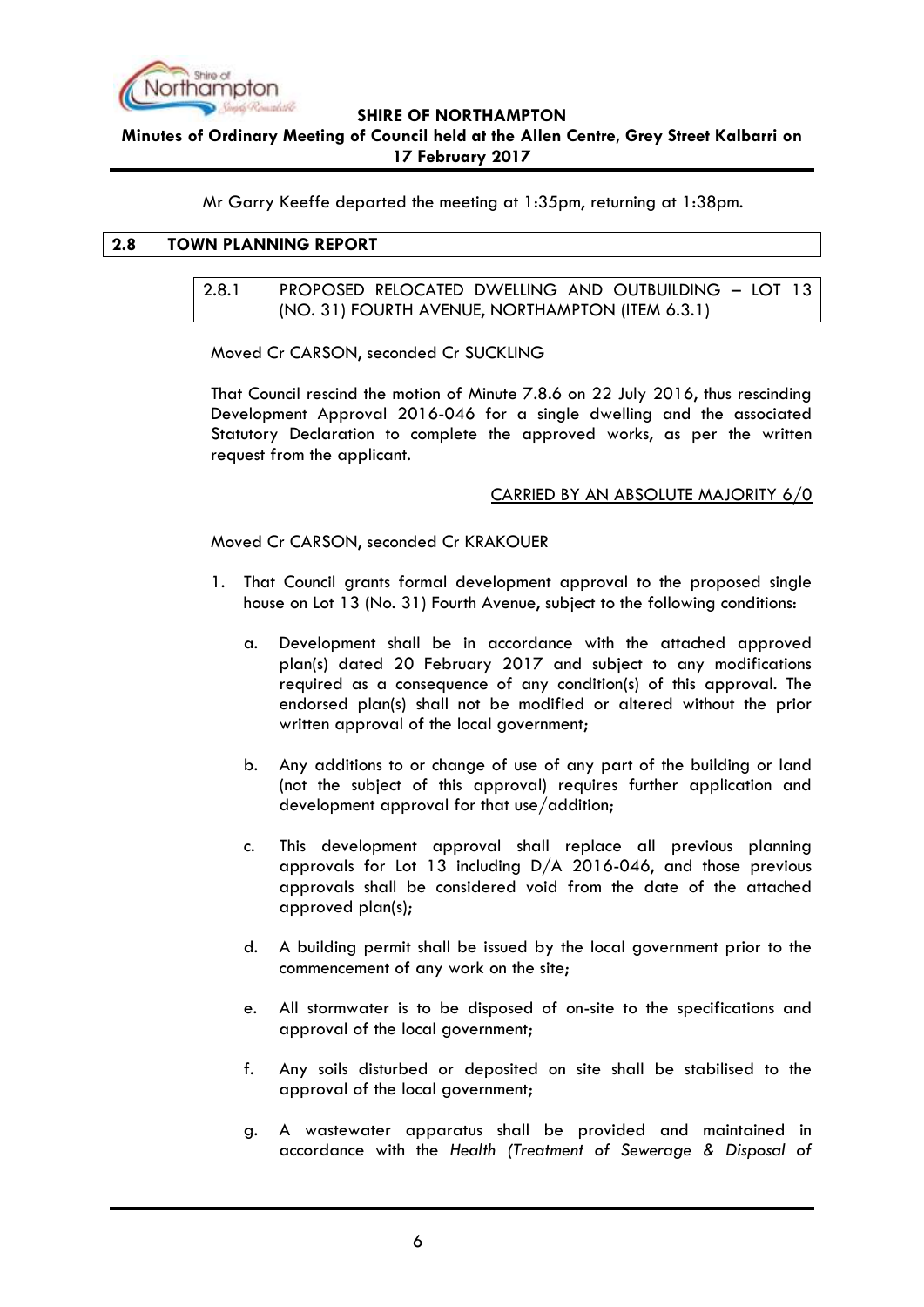Mr Garry Keeffe departed the meeting at 1:35pm, returning at 1:38pm.

## 2.8 TOWN PLANNING REPORT

### 2.8.1 PROPOSED RELOCATED DWELLING AND OUTBUILDING – LOT 13 (NO. 31) FOURTH AVENUE, NORTHAMPTON (ITEM 6.3.1)

Moved Cr CARSON, seconded Cr SUCKLING

That Council rescind the motion of Minute 7.8.6 on 22 July 2016, thus rescinding Development Approval 2016-046 for a single dwelling and the associated Statutory Declaration to complete the approved works, as per the written request from the applicant.

CARRIED BY AN ABSOLUTE MAJORITY 6/0

Moved Cr CARSON, seconded Cr KRAKOUER

1. That Council grants formal development approval to the proposed single house on Lot 13 (No. 31) Fourth Avenue, subject to the following conditions:

   a. Development shall be in accordance with the attached approved plan(s) dated 20 February 2017 and subject to any modifications required as a consequence of any condition(s) of this approval. The endorsed plan(s) shall not be modified or altered without the prior written approval of the local government;

   b. Any additions to or change of use of any part of the building or land (not the subject of this approval) requires further application and development approval for that use/addition;

   c. This development approval shall replace all previous planning approvals for Lot 13 including D/A 2016-046, and those previous approvals shall be considered void from the date of the attached approved plan(s);

   d. A building permit shall be issued by the local government prior to the commencement of any work on the site;

   e. All stormwater is to be disposed of on-site to the specifications and approval of the local government;

   f. Any soils disturbed or deposited on site shall be stabilised to the approval of the local government;

   g. A wastewater apparatus shall be provided and maintained in accordance with the *Health (Treatment of Sewerage & Disposal of*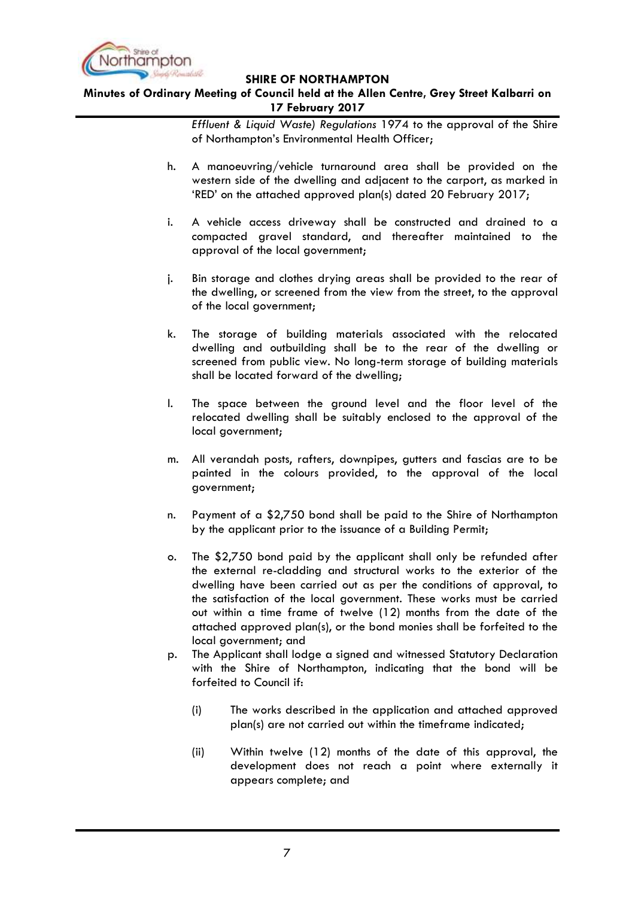*Effluent & Liquid Waste) Regulations* 1974 to the approval of the Shire of Northampton's Environmental Health Officer;

h. A manoeuvring/vehicle turnaround area shall be provided on the western side of the dwelling and adjacent to the carport, as marked in 'RED' on the attached approved plan(s) dated 20 February 2017;

i. A vehicle access driveway shall be constructed and drained to a compacted gravel standard, and thereafter maintained to the approval of the local government;

j. Bin storage and clothes drying areas shall be provided to the rear of the dwelling, or screened from the view from the street, to the approval of the local government;

k. The storage of building materials associated with the relocated dwelling and outbuilding shall be to the rear of the dwelling or screened from public view. No long-term storage of building materials shall be located forward of the dwelling;

l. The space between the ground level and the floor level of the relocated dwelling shall be suitably enclosed to the approval of the local government;

m. All verandah posts, rafters, downpipes, gutters and fascias are to be painted in the colours provided, to the approval of the local government;

n. Payment of a $2,750 bond shall be paid to the Shire of Northampton by the applicant prior to the issuance of a Building Permit;

o. The $2,750 bond paid by the applicant shall only be refunded after the external re-cladding and structural works to the exterior of the dwelling have been carried out as per the conditions of approval, to the satisfaction of the local government. These works must be carried out within a time frame of twelve (12) months from the date of the attached approved plan(s), or the bond monies shall be forfeited to the local government; and

p. The Applicant shall lodge a signed and witnessed Statutory Declaration with the Shire of Northampton, indicating that the bond will be forfeited to Council if:

    (i) The works described in the application and attached approved plan(s) are not carried out within the timeframe indicated;

    (ii) Within twelve (12) months of the date of this approval, the development does not reach a point where externally it appears complete; and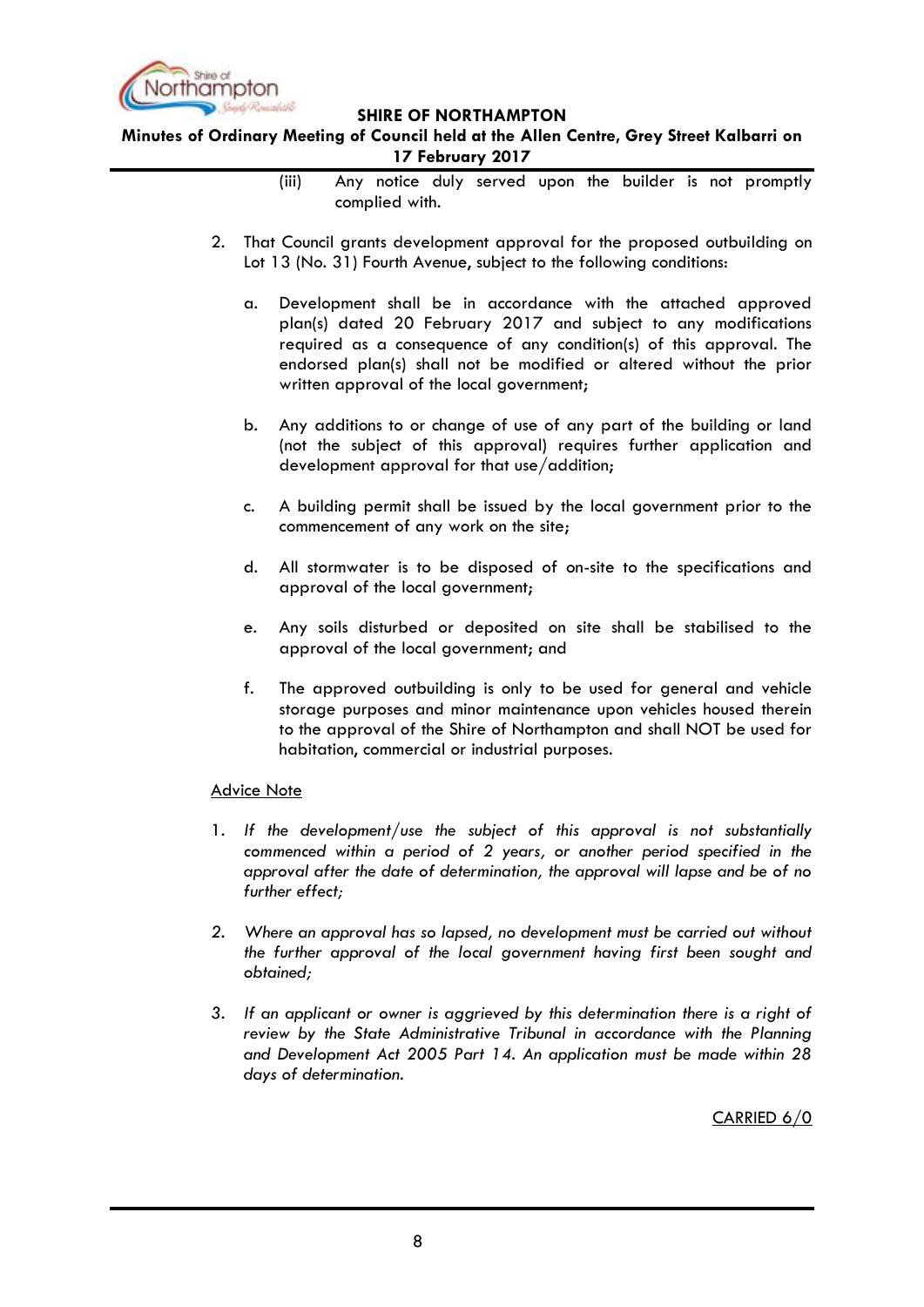(iii) Any notice duly served upon the builder is not promptly complied with.

2. That Council grants development approval for the proposed outbuilding on Lot 13 (No. 31) Fourth Avenue, subject to the following conditions:

   a. Development shall be in accordance with the attached approved plan(s) dated 20 February 2017 and subject to any modifications required as a consequence of any condition(s) of this approval. The endorsed plan(s) shall not be modified or altered without the prior written approval of the local government;

   b. Any additions to or change of use of any part of the building or land (not the subject of this approval) requires further application and development approval for that use/addition;

   c. A building permit shall be issued by the local government prior to the commencement of any work on the site;

   d. All stormwater is to be disposed of on-site to the specifications and approval of the local government;

   e. Any soils disturbed or deposited on site shall be stabilised to the approval of the local government; and

   f. The approved outbuilding is only to be used for general and vehicle storage purposes and minor maintenance upon vehicles housed therein to the approval of the Shire of Northampton and shall NOT be used for habitation, commercial or industrial purposes.

<u>Advice Note</u>

1. *If the development/use the subject of this approval is not substantially commenced within a period of 2 years, or another period specified in the approval after the date of determination, the approval will lapse and be of no further effect;*

2. *Where an approval has so lapsed, no development must be carried out without the further approval of the local government having first been sought and obtained;*

3. *If an applicant or owner is aggrieved by this determination there is a right of review by the State Administrative Tribunal in accordance with the Planning and Development Act 2005 Part 14. An application must be made within 28 days of determination.*

<u>CARRIED 6/0</u>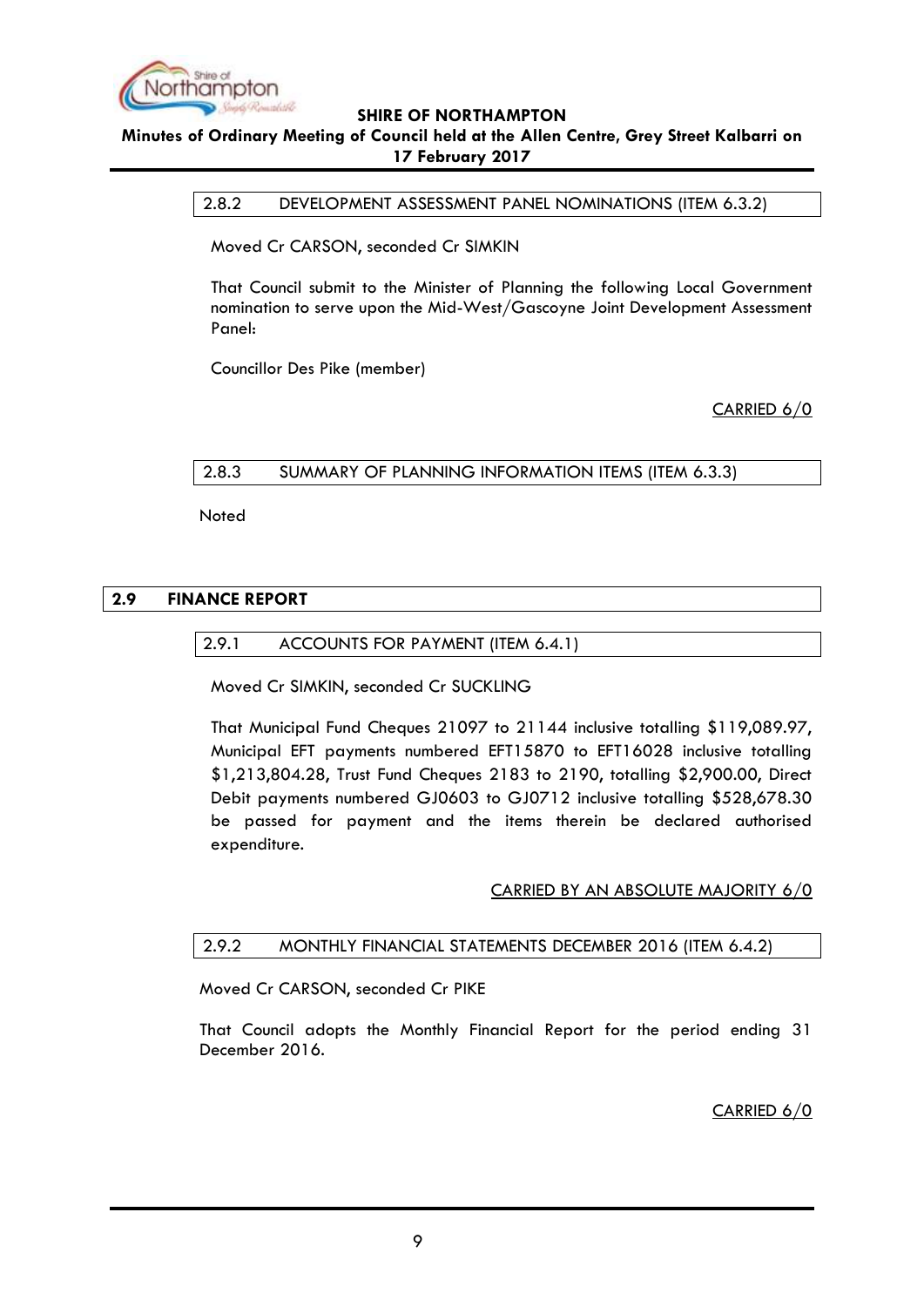### 2.8.2 DEVELOPMENT ASSESSMENT PANEL NOMINATIONS (ITEM 6.3.2)

Moved Cr CARSON, seconded Cr SIMKIN

That Council submit to the Minister of Planning the following Local Government nomination to serve upon the Mid-West/Gascoyne Joint Development Assessment Panel:

Councillor Des Pike (member)

CARRIED 6/0

### 2.8.3 SUMMARY OF PLANNING INFORMATION ITEMS (ITEM 6.3.3)

Noted

## 2.9 FINANCE REPORT

### 2.9.1 ACCOUNTS FOR PAYMENT (ITEM 6.4.1)

Moved Cr SIMKIN, seconded Cr SUCKLING

That Municipal Fund Cheques 21097 to 21144 inclusive totalling $119,089.97, Municipal EFT payments numbered EFT15870 to EFT16028 inclusive totalling $1,213,804.28, Trust Fund Cheques 2183 to 2190, totalling $2,900.00, Direct Debit payments numbered GJ0603 to GJ0712 inclusive totalling $528,678.30 be passed for payment and the items therein be declared authorised expenditure.

CARRIED BY AN ABSOLUTE MAJORITY 6/0

### 2.9.2 MONTHLY FINANCIAL STATEMENTS DECEMBER 2016 (ITEM 6.4.2)

Moved Cr CARSON, seconded Cr PIKE

That Council adopts the Monthly Financial Report for the period ending 31 December 2016.

CARRIED 6/0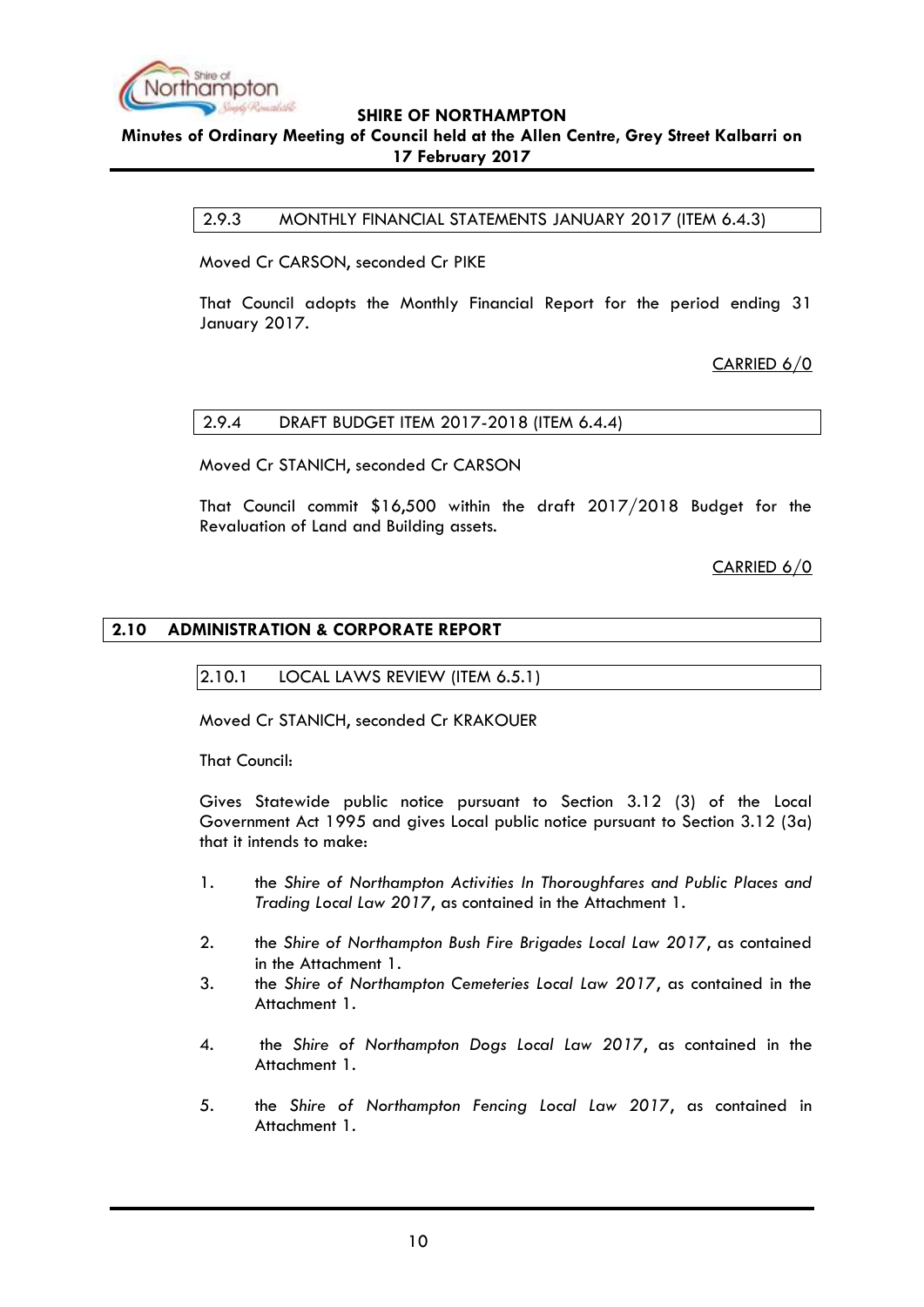### 2.9.3 MONTHLY FINANCIAL STATEMENTS JANUARY 2017 (ITEM 6.4.3)

Moved Cr CARSON, seconded Cr PIKE

That Council adopts the Monthly Financial Report for the period ending 31 January 2017.

CARRIED 6/0

### 2.9.4 DRAFT BUDGET ITEM 2017-2018 (ITEM 6.4.4)

Moved Cr STANICH, seconded Cr CARSON

That Council commit $16,500 within the draft 2017/2018 Budget for the Revaluation of Land and Building assets.

CARRIED 6/0

## 2.10 ADMINISTRATION & CORPORATE REPORT

### 2.10.1 LOCAL LAWS REVIEW (ITEM 6.5.1)

Moved Cr STANICH, seconded Cr KRAKOUER

That Council:

Gives Statewide public notice pursuant to Section 3.12 (3) of the Local Government Act 1995 and gives Local public notice pursuant to Section 3.12 (3a) that it intends to make:

1. the *Shire of Northampton Activities In Thoroughfares and Public Places and Trading Local Law 2017*, as contained in the Attachment 1.
2. the *Shire of Northampton Bush Fire Brigades Local Law 2017*, as contained in the Attachment 1.
3. the *Shire of Northampton Cemeteries Local Law 2017*, as contained in the Attachment 1.
4. the *Shire of Northampton Dogs Local Law 2017*, as contained in the Attachment 1.
5. the *Shire of Northampton Fencing Local Law 2017*, as contained in Attachment 1.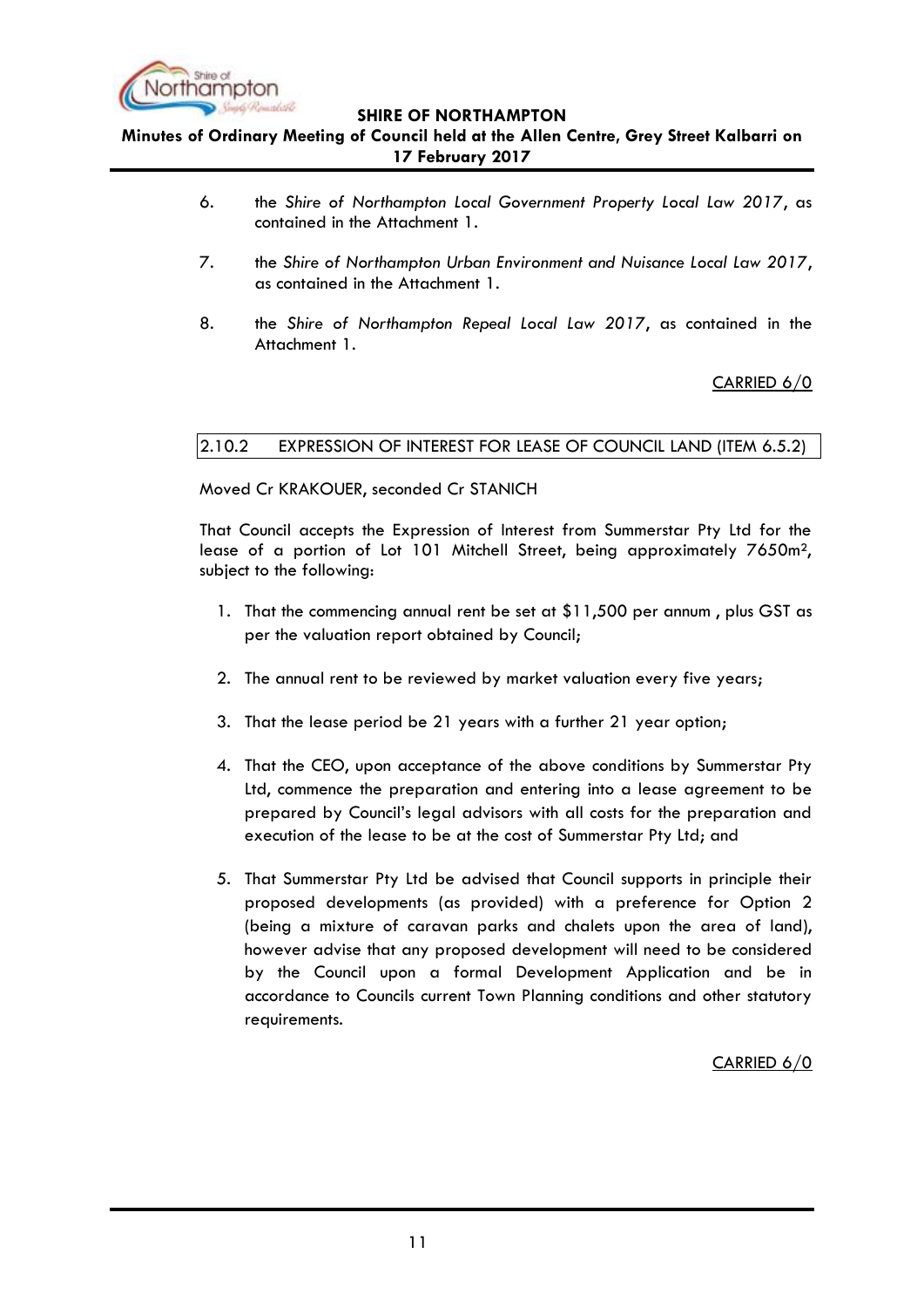6. the *Shire of Northampton Local Government Property Local Law 2017*, as contained in the Attachment 1.

7. the *Shire of Northampton Urban Environment and Nuisance Local Law 2017*, as contained in the Attachment 1.

8. the *Shire of Northampton Repeal Local Law 2017*, as contained in the Attachment 1.

CARRIED 6/0

### 2.10.2 EXPRESSION OF INTEREST FOR LEASE OF COUNCIL LAND (ITEM 6.5.2)

Moved Cr KRAKOUER, seconded Cr STANICH

That Council accepts the Expression of Interest from Summerstar Pty Ltd for the lease of a portion of Lot 101 Mitchell Street, being approximately 7650m², subject to the following:

1. That the commencing annual rent be set at $11,500 per annum , plus GST as per the valuation report obtained by Council;

2. The annual rent to be reviewed by market valuation every five years;

3. That the lease period be 21 years with a further 21 year option;

4. That the CEO, upon acceptance of the above conditions by Summerstar Pty Ltd, commence the preparation and entering into a lease agreement to be prepared by Council's legal advisors with all costs for the preparation and execution of the lease to be at the cost of Summerstar Pty Ltd; and

5. That Summerstar Pty Ltd be advised that Council supports in principle their proposed developments (as provided) with a preference for Option 2 (being a mixture of caravan parks and chalets upon the area of land), however advise that any proposed development will need to be considered by the Council upon a formal Development Application and be in accordance to Councils current Town Planning conditions and other statutory requirements.

CARRIED 6/0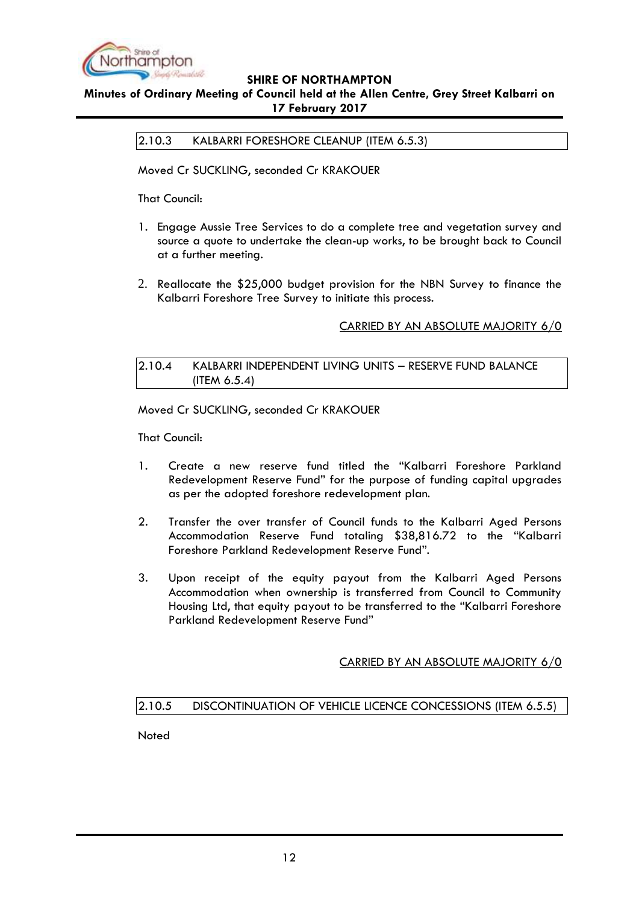### 2.10.3 KALBARRI FORESHORE CLEANUP (ITEM 6.5.3)

Moved Cr SUCKLING, seconded Cr KRAKOUER

That Council:

1. Engage Aussie Tree Services to do a complete tree and vegetation survey and source a quote to undertake the clean-up works, to be brought back to Council at a further meeting.

2. Reallocate the $25,000 budget provision for the NBN Survey to finance the Kalbarri Foreshore Tree Survey to initiate this process.

CARRIED BY AN ABSOLUTE MAJORITY 6/0

### 2.10.4 KALBARRI INDEPENDENT LIVING UNITS – RESERVE FUND BALANCE (ITEM 6.5.4)

Moved Cr SUCKLING, seconded Cr KRAKOUER

That Council:

1. Create a new reserve fund titled the "Kalbarri Foreshore Parkland Redevelopment Reserve Fund" for the purpose of funding capital upgrades as per the adopted foreshore redevelopment plan.

2. Transfer the over transfer of Council funds to the Kalbarri Aged Persons Accommodation Reserve Fund totaling $38,816.72 to the "Kalbarri Foreshore Parkland Redevelopment Reserve Fund".

3. Upon receipt of the equity payout from the Kalbarri Aged Persons Accommodation when ownership is transferred from Council to Community Housing Ltd, that equity payout to be transferred to the "Kalbarri Foreshore Parkland Redevelopment Reserve Fund"

CARRIED BY AN ABSOLUTE MAJORITY 6/0

### 2.10.5 DISCONTINUATION OF VEHICLE LICENCE CONCESSIONS (ITEM 6.5.5)

Noted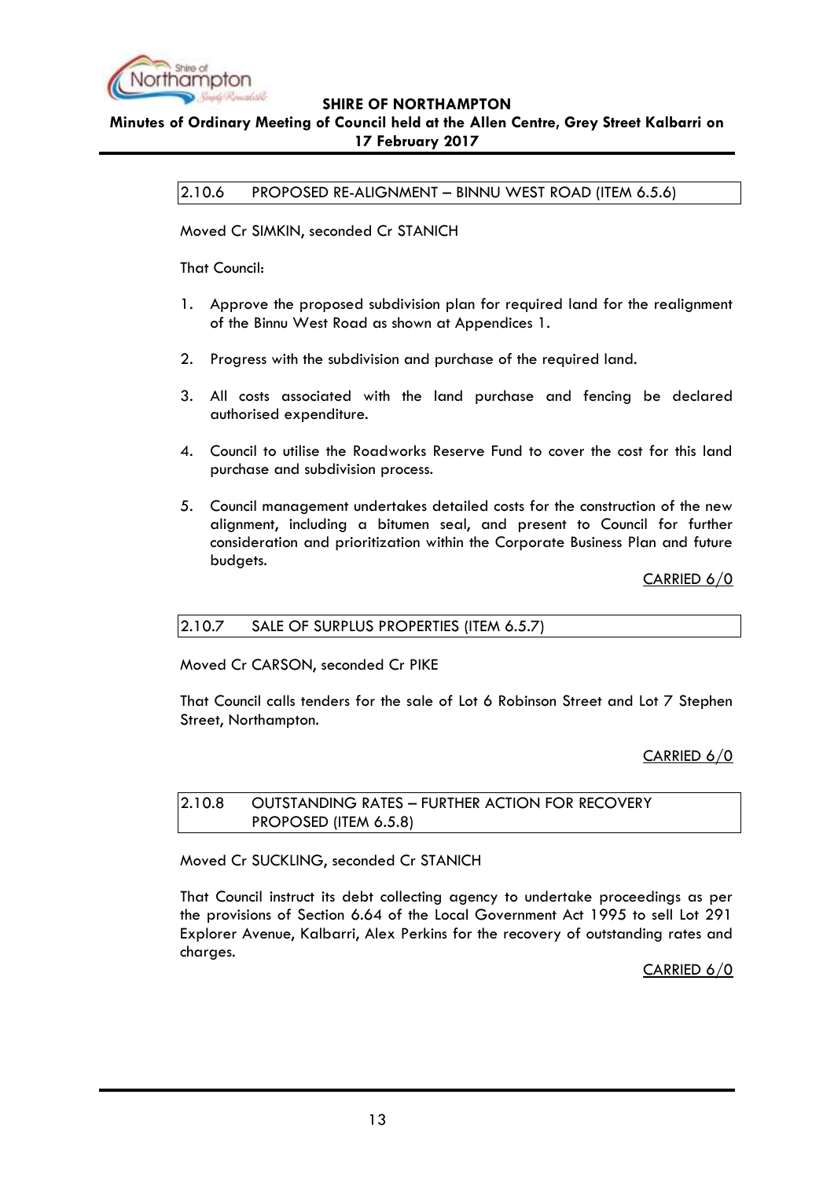### 2.10.6 PROPOSED RE-ALIGNMENT – BINNU WEST ROAD (ITEM 6.5.6)

Moved Cr SIMKIN, seconded Cr STANICH

That Council:

1. Approve the proposed subdivision plan for required land for the realignment of the Binnu West Road as shown at Appendices 1.

2. Progress with the subdivision and purchase of the required land.

3. All costs associated with the land purchase and fencing be declared authorised expenditure.

4. Council to utilise the Roadworks Reserve Fund to cover the cost for this land purchase and subdivision process.

5. Council management undertakes detailed costs for the construction of the new alignment, including a bitumen seal, and present to Council for further consideration and prioritization within the Corporate Business Plan and future budgets.

CARRIED 6/0

### 2.10.7 SALE OF SURPLUS PROPERTIES (ITEM 6.5.7)

Moved Cr CARSON, seconded Cr PIKE

That Council calls tenders for the sale of Lot 6 Robinson Street and Lot 7 Stephen Street, Northampton.

CARRIED 6/0

### 2.10.8 OUTSTANDING RATES – FURTHER ACTION FOR RECOVERY PROPOSED (ITEM 6.5.8)

Moved Cr SUCKLING, seconded Cr STANICH

That Council instruct its debt collecting agency to undertake proceedings as per the provisions of Section 6.64 of the Local Government Act 1995 to sell Lot 291 Explorer Avenue, Kalbarri, Alex Perkins for the recovery of outstanding rates and charges.

CARRIED 6/0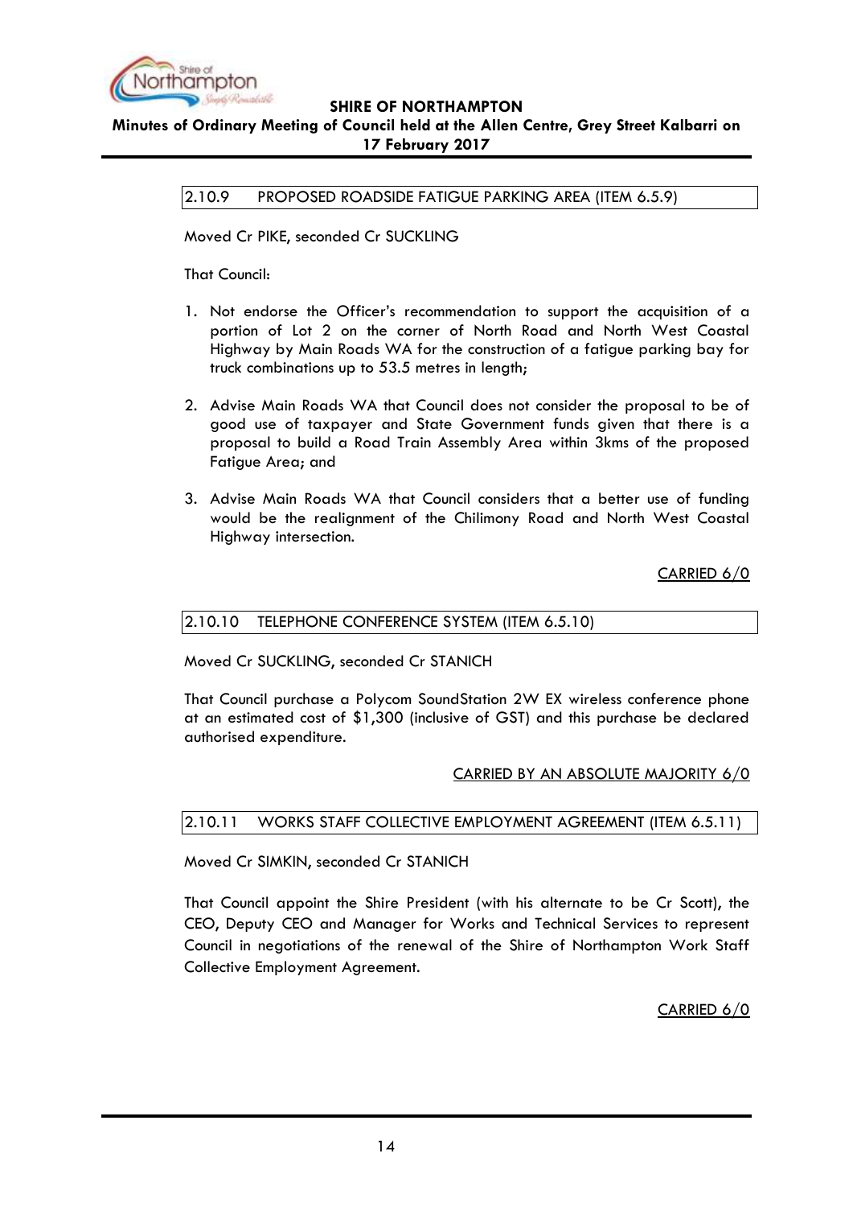### 2.10.9 PROPOSED ROADSIDE FATIGUE PARKING AREA (ITEM 6.5.9)

Moved Cr PIKE, seconded Cr SUCKLING

That Council:

1. Not endorse the Officer's recommendation to support the acquisition of a portion of Lot 2 on the corner of North Road and North West Coastal Highway by Main Roads WA for the construction of a fatigue parking bay for truck combinations up to 53.5 metres in length;

2. Advise Main Roads WA that Council does not consider the proposal to be of good use of taxpayer and State Government funds given that there is a proposal to build a Road Train Assembly Area within 3kms of the proposed Fatigue Area; and

3. Advise Main Roads WA that Council considers that a better use of funding would be the realignment of the Chilimony Road and North West Coastal Highway intersection.

CARRIED 6/0

### 2.10.10 TELEPHONE CONFERENCE SYSTEM (ITEM 6.5.10)

Moved Cr SUCKLING, seconded Cr STANICH

That Council purchase a Polycom SoundStation 2W EX wireless conference phone at an estimated cost of $1,300 (inclusive of GST) and this purchase be declared authorised expenditure.

CARRIED BY AN ABSOLUTE MAJORITY 6/0

### 2.10.11 WORKS STAFF COLLECTIVE EMPLOYMENT AGREEMENT (ITEM 6.5.11)

Moved Cr SIMKIN, seconded Cr STANICH

That Council appoint the Shire President (with his alternate to be Cr Scott), the CEO, Deputy CEO and Manager for Works and Technical Services to represent Council in negotiations of the renewal of the Shire of Northampton Work Staff Collective Employment Agreement.

CARRIED 6/0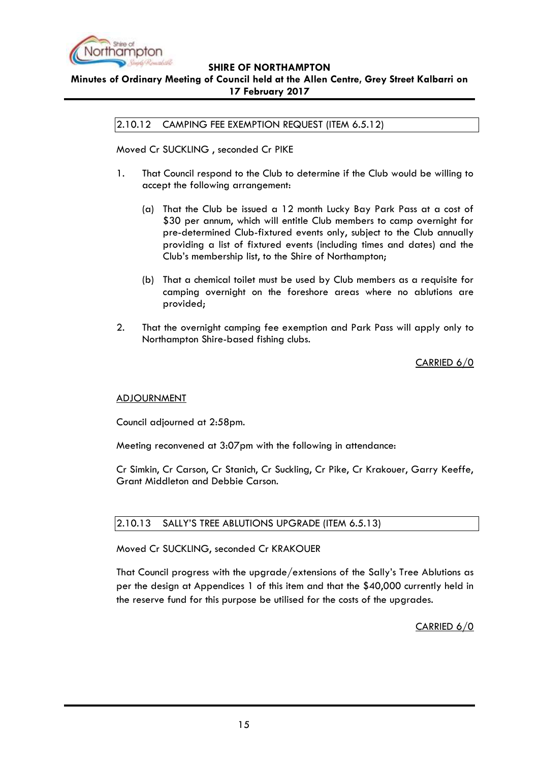## 2.10.12 CAMPING FEE EXEMPTION REQUEST (ITEM 6.5.12)

Moved Cr SUCKLING , seconded Cr PIKE

1. That Council respond to the Club to determine if the Club would be willing to accept the following arrangement:

   (a) That the Club be issued a 12 month Lucky Bay Park Pass at a cost of $30 per annum, which will entitle Club members to camp overnight for pre-determined Club-fixtured events only, subject to the Club annually providing a list of fixtured events (including times and dates) and the Club's membership list, to the Shire of Northampton;

   (b) That a chemical toilet must be used by Club members as a requisite for camping overnight on the foreshore areas where no ablutions are provided;

2. That the overnight camping fee exemption and Park Pass will apply only to Northampton Shire-based fishing clubs.

CARRIED 6/0

ADJOURNMENT

Council adjourned at 2:58pm.

Meeting reconvened at 3:07pm with the following in attendance:

Cr Simkin, Cr Carson, Cr Stanich, Cr Suckling, Cr Pike, Cr Krakouer, Garry Keeffe, Grant Middleton and Debbie Carson.

## 2.10.13 SALLY'S TREE ABLUTIONS UPGRADE (ITEM 6.5.13)

Moved Cr SUCKLING, seconded Cr KRAKOUER

That Council progress with the upgrade/extensions of the Sally's Tree Ablutions as per the design at Appendices 1 of this item and that the $40,000 currently held in the reserve fund for this purpose be utilised for the costs of the upgrades.

CARRIED 6/0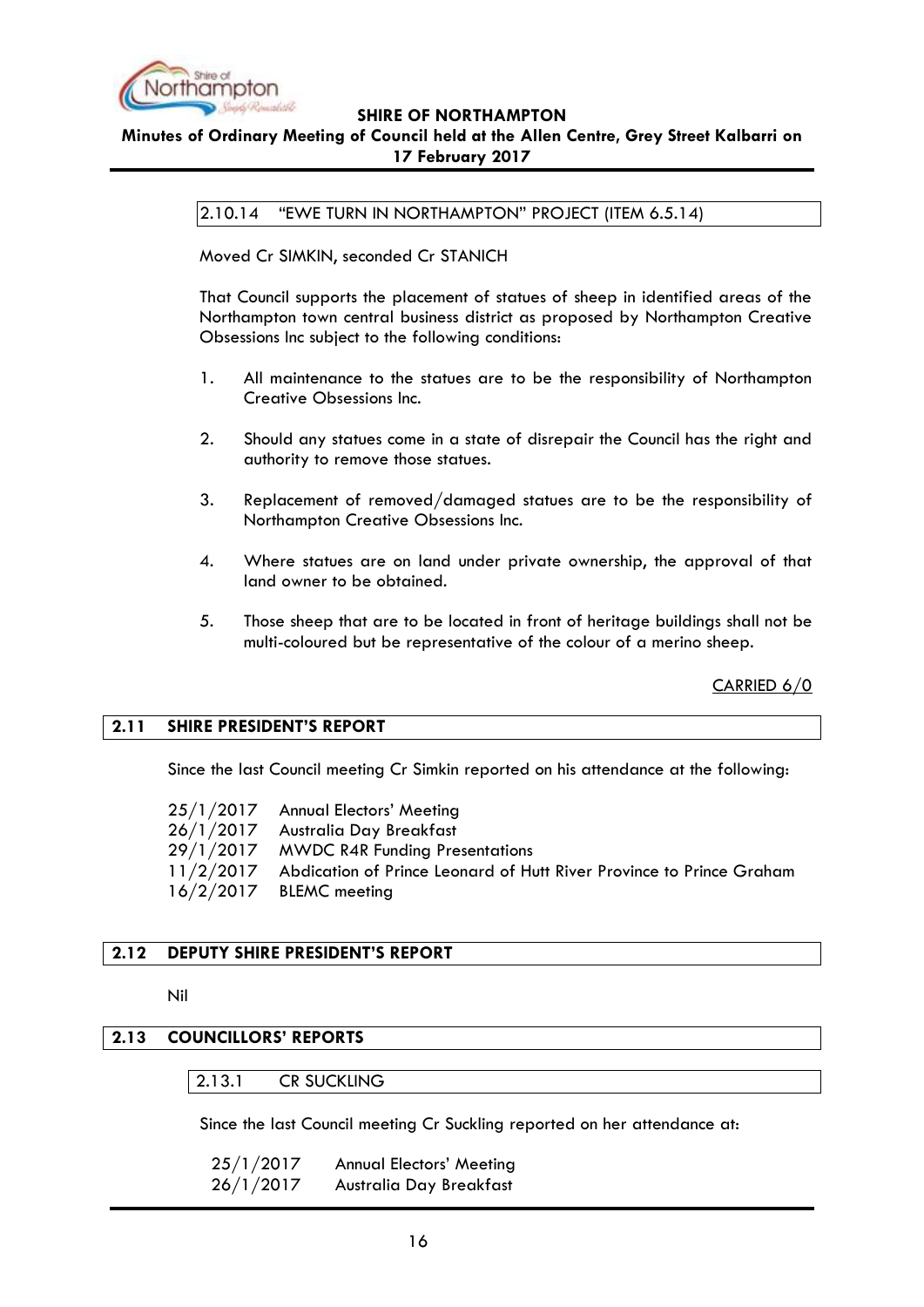#### 2.10.14 "EWE TURN IN NORTHAMPTON" PROJECT (ITEM 6.5.14)

Moved Cr SIMKIN, seconded Cr STANICH

That Council supports the placement of statues of sheep in identified areas of the Northampton town central business district as proposed by Northampton Creative Obsessions Inc subject to the following conditions:

1. All maintenance to the statues are to be the responsibility of Northampton Creative Obsessions Inc.

2. Should any statues come in a state of disrepair the Council has the right and authority to remove those statues.

3. Replacement of removed/damaged statues are to be the responsibility of Northampton Creative Obsessions Inc.

4. Where statues are on land under private ownership, the approval of that land owner to be obtained.

5. Those sheep that are to be located in front of heritage buildings shall not be multi-coloured but be representative of the colour of a merino sheep.

CARRIED 6/0

## 2.11 SHIRE PRESIDENT'S REPORT

Since the last Council meeting Cr Simkin reported on his attendance at the following:

| | |
|---|---|
| 25/1/2017 | Annual Electors' Meeting |
| 26/1/2017 | Australia Day Breakfast |
| 29/1/2017 | MWDC R4R Funding Presentations |
| 11/2/2017 | Abdication of Prince Leonard of Hutt River Province to Prince Graham |
| 16/2/2017 | BLEMC meeting |

## 2.12 DEPUTY SHIRE PRESIDENT'S REPORT

Nil

## 2.13 COUNCILLORS' REPORTS

#### 2.13.1 CR SUCKLING

Since the last Council meeting Cr Suckling reported on her attendance at:

| | |
|---|---|
| 25/1/2017 | Annual Electors' Meeting |
| 26/1/2017 | Australia Day Breakfast |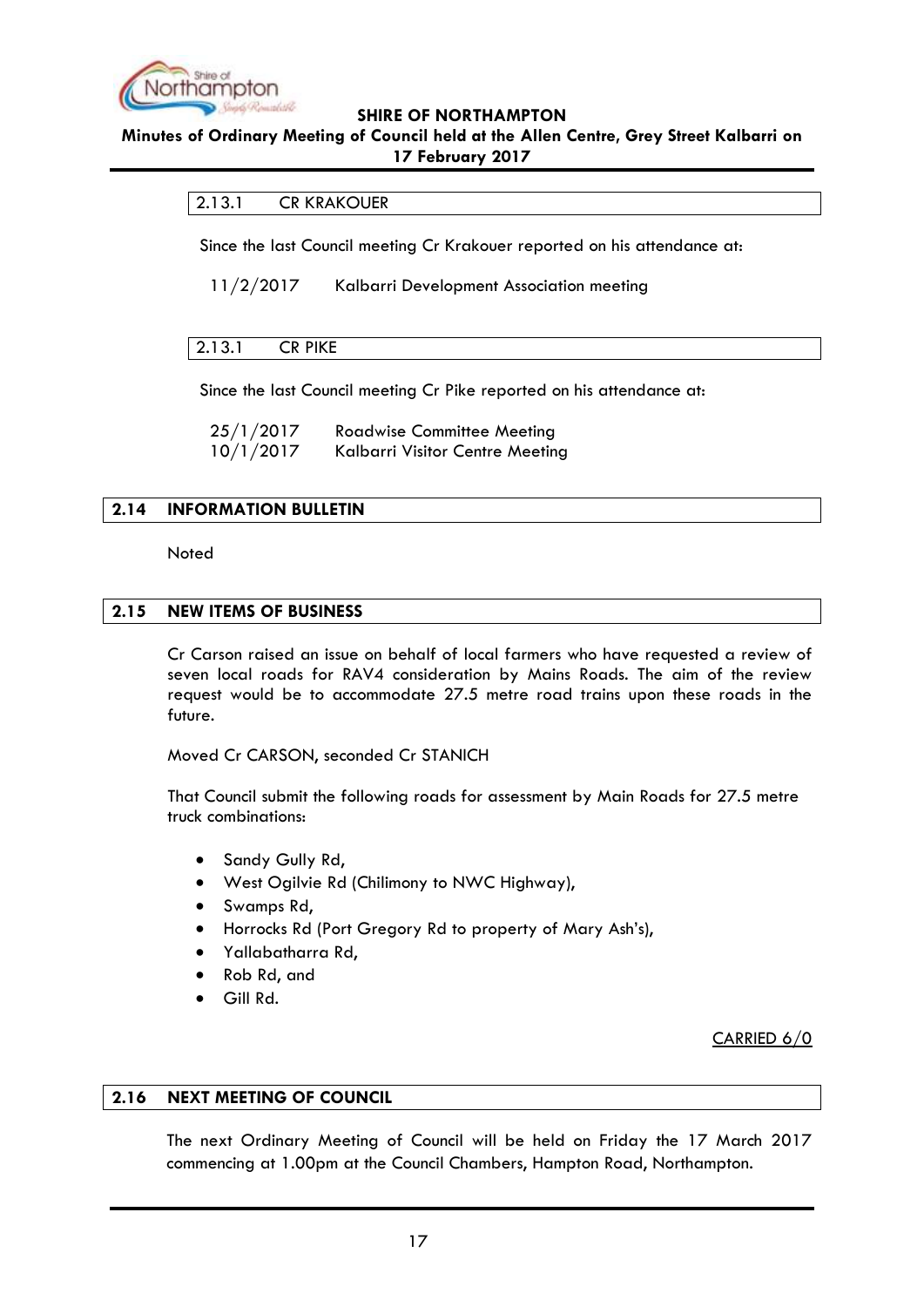### 2.13.1 CR KRAKOUER

Since the last Council meeting Cr Krakouer reported on his attendance at:

11/2/2017 Kalbarri Development Association meeting

### 2.13.1 CR PIKE

Since the last Council meeting Cr Pike reported on his attendance at:

25/1/2017 Roadwise Committee Meeting
10/1/2017 Kalbarri Visitor Centre Meeting

## 2.14 INFORMATION BULLETIN

Noted

## 2.15 NEW ITEMS OF BUSINESS

Cr Carson raised an issue on behalf of local farmers who have requested a review of seven local roads for RAV4 consideration by Mains Roads. The aim of the review request would be to accommodate 27.5 metre road trains upon these roads in the future.

Moved Cr CARSON, seconded Cr STANICH

That Council submit the following roads for assessment by Main Roads for 27.5 metre truck combinations:

- Sandy Gully Rd,
- West Ogilvie Rd (Chilimony to NWC Highway),
- Swamps Rd,
- Horrocks Rd (Port Gregory Rd to property of Mary Ash's),
- Yallabatharra Rd,
- Rob Rd, and
- Gill Rd.

CARRIED 6/0

## 2.16 NEXT MEETING OF COUNCIL

The next Ordinary Meeting of Council will be held on Friday the 17 March 2017 commencing at 1.00pm at the Council Chambers, Hampton Road, Northampton.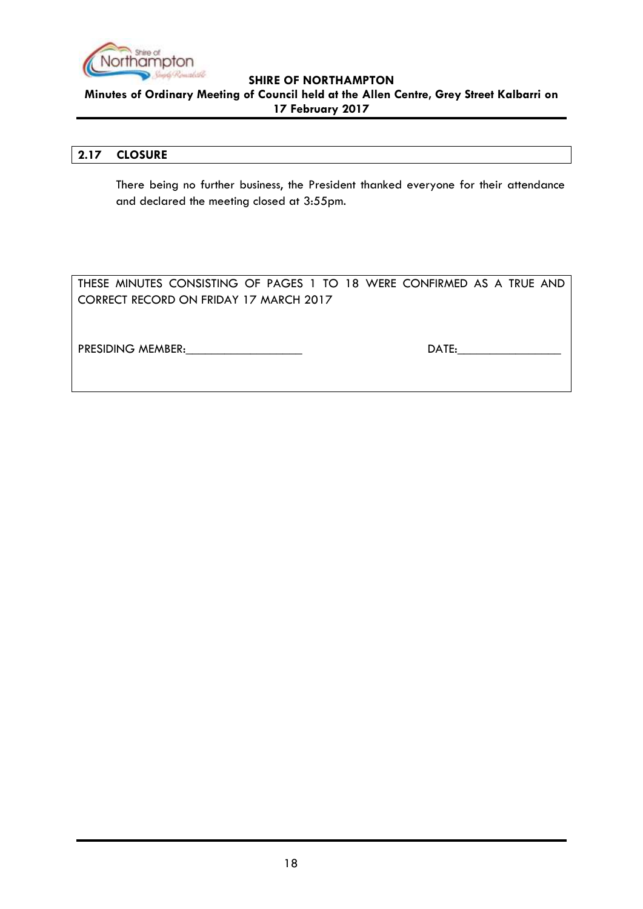## 2.17 CLOSURE

There being no further business, the President thanked everyone for their attendance and declared the meeting closed at 3:55pm.

THESE MINUTES CONSISTING OF PAGES 1 TO 18 WERE CONFIRMED AS A TRUE AND CORRECT RECORD ON FRIDAY 17 MARCH 2017

PRESIDING MEMBER:\_\_\_\_\_\_\_\_\_\_\_\_\_\_\_\_\_\_ DATE:\_\_\_\_\_\_\_\_\_\_\_\_\_\_\_\_